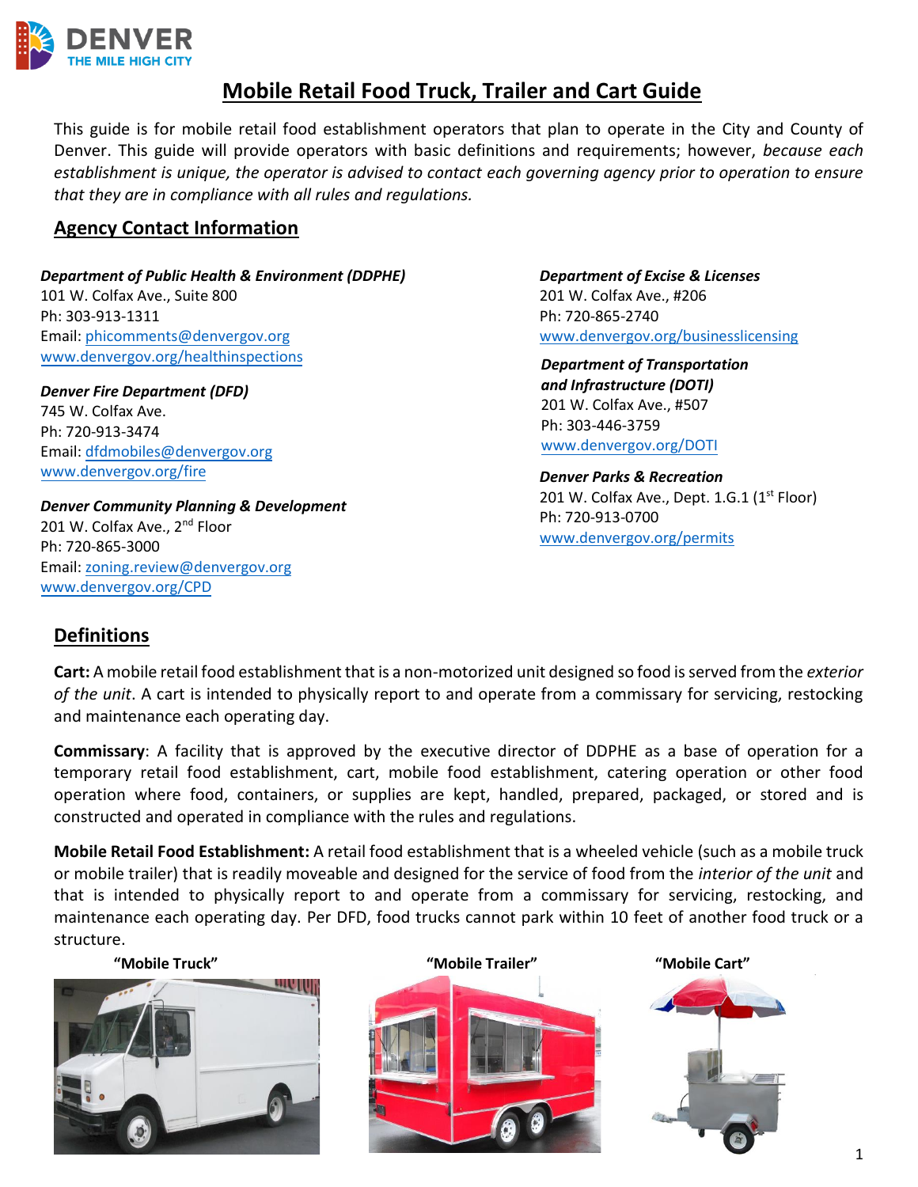# Mobile Retail Food Truck, Trailer and Cart Guide

This guide is for mobile retail food establishment operators that plan to operate in the City and County of Denver. This guide will provide operators with basic definitions and requirements; however, *because each establishment is unique, the operator is advised to contact each governing agency prior to operation to ensure that they are in compliance with all rules and regulations.*

## Agency Contact Information

***Department of Public Health & Environment (DDPHE)***
101 W. Colfax Ave., Suite 800
Ph: 303-913-1311
Email: phicomments@denvergov.org
www.denvergov.org/healthinspections

***Denver Fire Department (DFD)***
745 W. Colfax Ave.
Ph: 720-913-3474
Email: dfdmobiles@denvergov.org
www.denvergov.org/fire

***Denver Community Planning & Development***
201 W. Colfax Ave., 2nd Floor
Ph: 720-865-3000
Email: zoning.review@denvergov.org
www.denvergov.org/CPD

***Department of Excise & Licenses***
201 W. Colfax Ave., #206
Ph: 720-865-2740
www.denvergov.org/businesslicensing

***Department of Transportation and Infrastructure (DOTI)***
201 W. Colfax Ave., #507
Ph: 303-446-3759
www.denvergov.org/DOTI

***Denver Parks & Recreation***
201 W. Colfax Ave., Dept. 1.G.1 (1st Floor)
Ph: 720-913-0700
www.denvergov.org/permits

## Definitions

**Cart:** A mobile retail food establishment that is a non-motorized unit designed so food is served from the *exterior of the unit*. A cart is intended to physically report to and operate from a commissary for servicing, restocking and maintenance each operating day.

**Commissary**: A facility that is approved by the executive director of DDPHE as a base of operation for a temporary retail food establishment, cart, mobile food establishment, catering operation or other food operation where food, containers, or supplies are kept, handled, prepared, packaged, or stored and is constructed and operated in compliance with the rules and regulations.

**Mobile Retail Food Establishment:** A retail food establishment that is a wheeled vehicle (such as a mobile truck or mobile trailer) that is readily moveable and designed for the service of food from the *interior of the unit* and that is intended to physically report to and operate from a commissary for servicing, restocking, and maintenance each operating day. Per DFD, food trucks cannot park within 10 feet of another food truck or a structure.

**"Mobile Truck"** **"Mobile Trailer"** **"Mobile Cart"**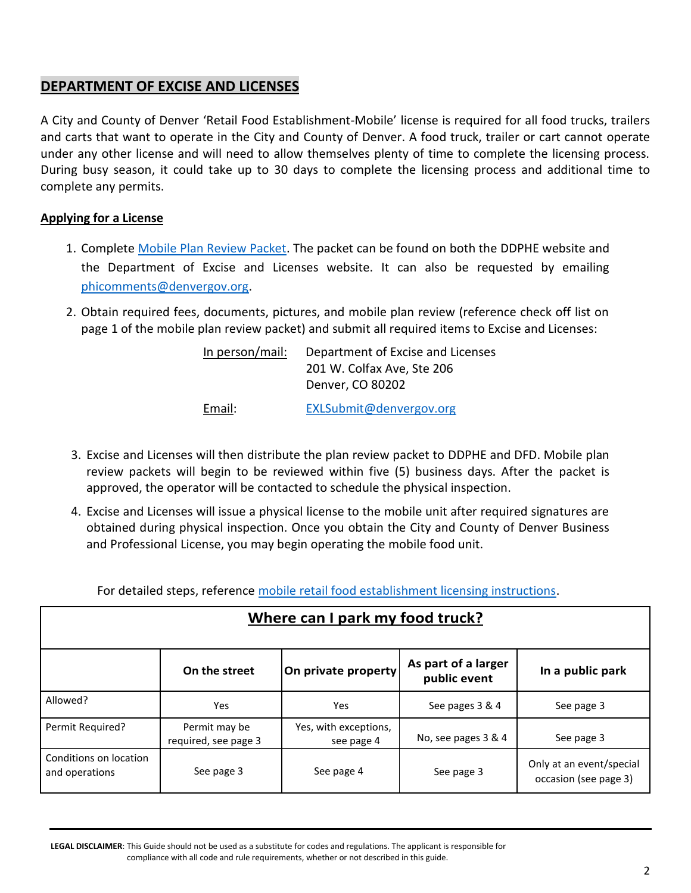## DEPARTMENT OF EXCISE AND LICENSES

A City and County of Denver 'Retail Food Establishment-Mobile' license is required for all food trucks, trailers and carts that want to operate in the City and County of Denver. A food truck, trailer or cart cannot operate under any other license and will need to allow themselves plenty of time to complete the licensing process. During busy season, it could take up to 30 days to complete the licensing process and additional time to complete any permits.

### Applying for a License

1. Complete Mobile Plan Review Packet. The packet can be found on both the DDPHE website and the Department of Excise and Licenses website. It can also be requested by emailing phicomments@denvergov.org.
2. Obtain required fees, documents, pictures, and mobile plan review (reference check off list on page 1 of the mobile plan review packet) and submit all required items to Excise and Licenses:

   In person/mail: Department of Excise and Licenses
   201 W. Colfax Ave, Ste 206
   Denver, CO 80202

   Email: EXLSubmit@denvergov.org

3. Excise and Licenses will then distribute the plan review packet to DDPHE and DFD. Mobile plan review packets will begin to be reviewed within five (5) business days. After the packet is approved, the operator will be contacted to schedule the physical inspection.
4. Excise and Licenses will issue a physical license to the mobile unit after required signatures are obtained during physical inspection. Once you obtain the City and County of Denver Business and Professional License, you may begin operating the mobile food unit.

For detailed steps, reference mobile retail food establishment licensing instructions.

**Where can I park my food truck?**

| | On the street | On private property | As part of a larger public event | In a public park |
|---|---|---|---|---|
| Allowed? | Yes | Yes | See pages 3 & 4 | See page 3 |
| Permit Required? | Permit may be required, see page 3 | Yes, with exceptions, see page 4 | No, see pages 3 & 4 | See page 3 |
| Conditions on location and operations | See page 3 | See page 4 | See page 3 | Only at an event/special occasion (see page 3) |

**LEGAL DISCLAIMER**: This Guide should not be used as a substitute for codes and regulations. The applicant is responsible for compliance with all code and rule requirements, whether or not described in this guide.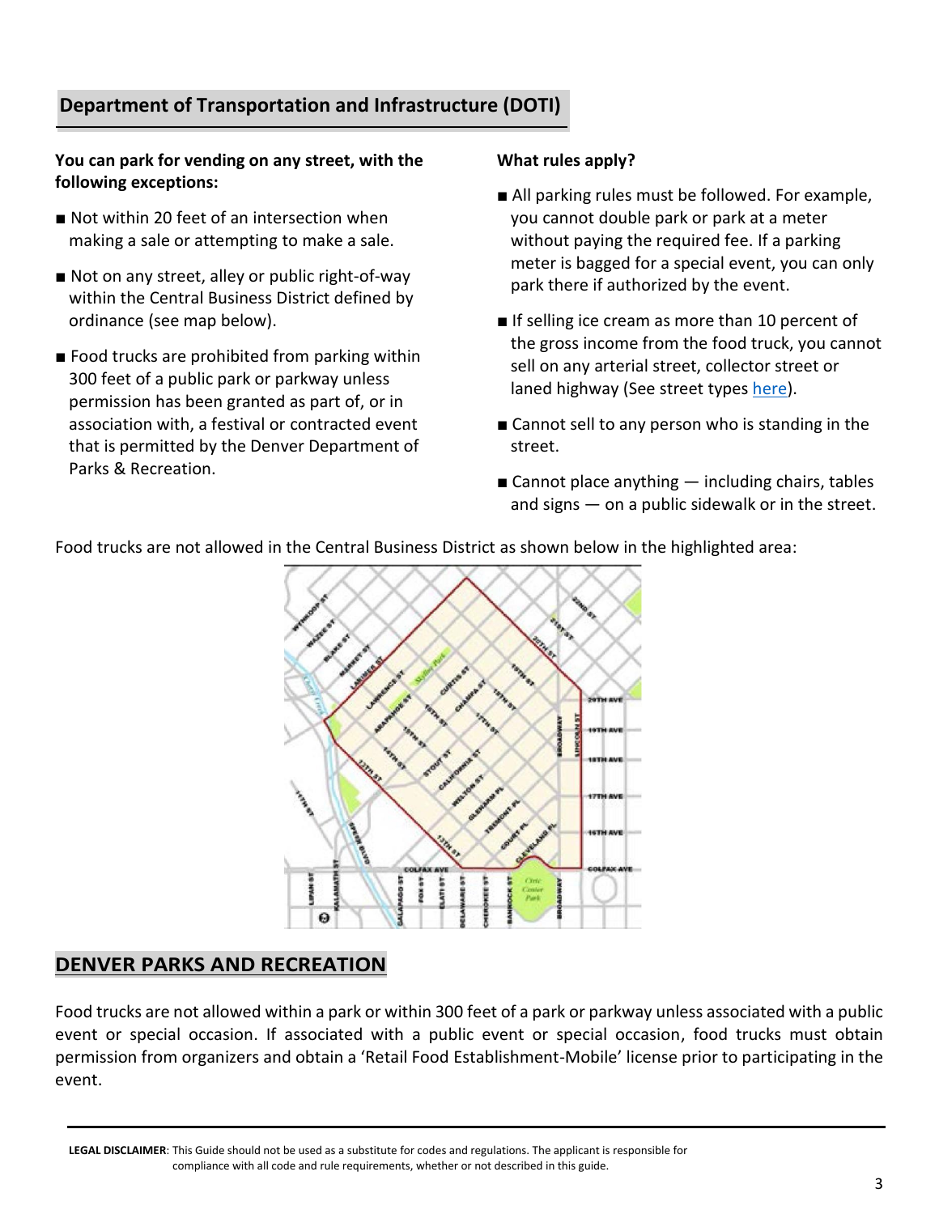## Department of Transportation and Infrastructure (DOTI)

**You can park for vending on any street, with the following exceptions:**

- Not within 20 feet of an intersection when making a sale or attempting to make a sale.
- Not on any street, alley or public right-of-way within the Central Business District defined by ordinance (see map below).
- Food trucks are prohibited from parking within 300 feet of a public park or parkway unless permission has been granted as part of, or in association with, a festival or contracted event that is permitted by the Denver Department of Parks & Recreation.

**What rules apply?**

- All parking rules must be followed. For example, you cannot double park or park at a meter without paying the required fee. If a parking meter is bagged for a special event, you can only park there if authorized by the event.
- If selling ice cream as more than 10 percent of the gross income from the food truck, you cannot sell on any arterial street, collector street or laned highway (See street types [here]()).
- Cannot sell to any person who is standing in the street.
- Cannot place anything — including chairs, tables and signs — on a public sidewalk or in the street.

Food trucks are not allowed in the Central Business District as shown below in the highlighted area:

## DENVER PARKS AND RECREATION

Food trucks are not allowed within a park or within 300 feet of a park or parkway unless associated with a public event or special occasion. If associated with a public event or special occasion, food trucks must obtain permission from organizers and obtain a 'Retail Food Establishment-Mobile' license prior to participating in the event.

**LEGAL DISCLAIMER**: This Guide should not be used as a substitute for codes and regulations. The applicant is responsible for compliance with all code and rule requirements, whether or not described in this guide.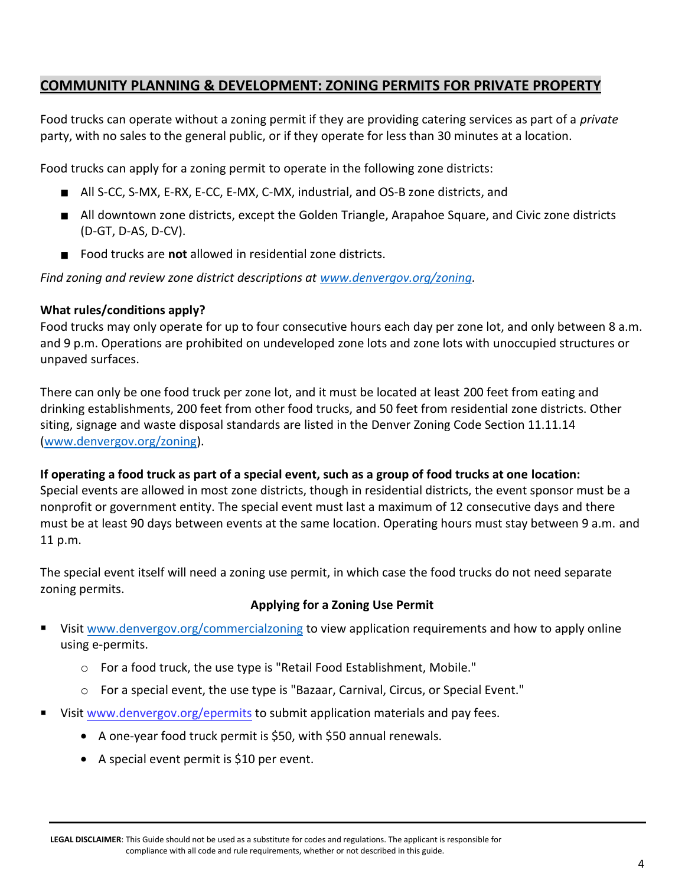## COMMUNITY PLANNING & DEVELOPMENT: ZONING PERMITS FOR PRIVATE PROPERTY

Food trucks can operate without a zoning permit if they are providing catering services as part of a *private* party, with no sales to the general public, or if they operate for less than 30 minutes at a location.

Food trucks can apply for a zoning permit to operate in the following zone districts:

- All S-CC, S-MX, E-RX, E-CC, E-MX, C-MX, industrial, and OS-B zone districts, and
- All downtown zone districts, except the Golden Triangle, Arapahoe Square, and Civic zone districts (D-GT, D-AS, D-CV).
- Food trucks are **not** allowed in residential zone districts.

*Find zoning and review zone district descriptions at www.denvergov.org/zoning.*

**What rules/conditions apply?**
Food trucks may only operate for up to four consecutive hours each day per zone lot, and only between 8 a.m. and 9 p.m. Operations are prohibited on undeveloped zone lots and zone lots with unoccupied structures or unpaved surfaces.

There can only be one food truck per zone lot, and it must be located at least 200 feet from eating and drinking establishments, 200 feet from other food trucks, and 50 feet from residential zone districts. Other siting, signage and waste disposal standards are listed in the Denver Zoning Code Section 11.11.14 (www.denvergov.org/zoning).

**If operating a food truck as part of a special event, such as a group of food trucks at one location:**
Special events are allowed in most zone districts, though in residential districts, the event sponsor must be a nonprofit or government entity. The special event must last a maximum of 12 consecutive days and there must be at least 90 days between events at the same location. Operating hours must stay between 9 a.m. and 11 p.m.

The special event itself will need a zoning use permit, in which case the food trucks do not need separate zoning permits.

**Applying for a Zoning Use Permit**

- Visit www.denvergov.org/commercialzoning to view application requirements and how to apply online using e-permits.
  - For a food truck, the use type is "Retail Food Establishment, Mobile."
  - For a special event, the use type is "Bazaar, Carnival, Circus, or Special Event."
- Visit www.denvergov.org/epermits to submit application materials and pay fees.
  - A one-year food truck permit is $50, with $50 annual renewals.
  - A special event permit is $10 per event.

**LEGAL DISCLAIMER**: This Guide should not be used as a substitute for codes and regulations. The applicant is responsible for compliance with all code and rule requirements, whether or not described in this guide.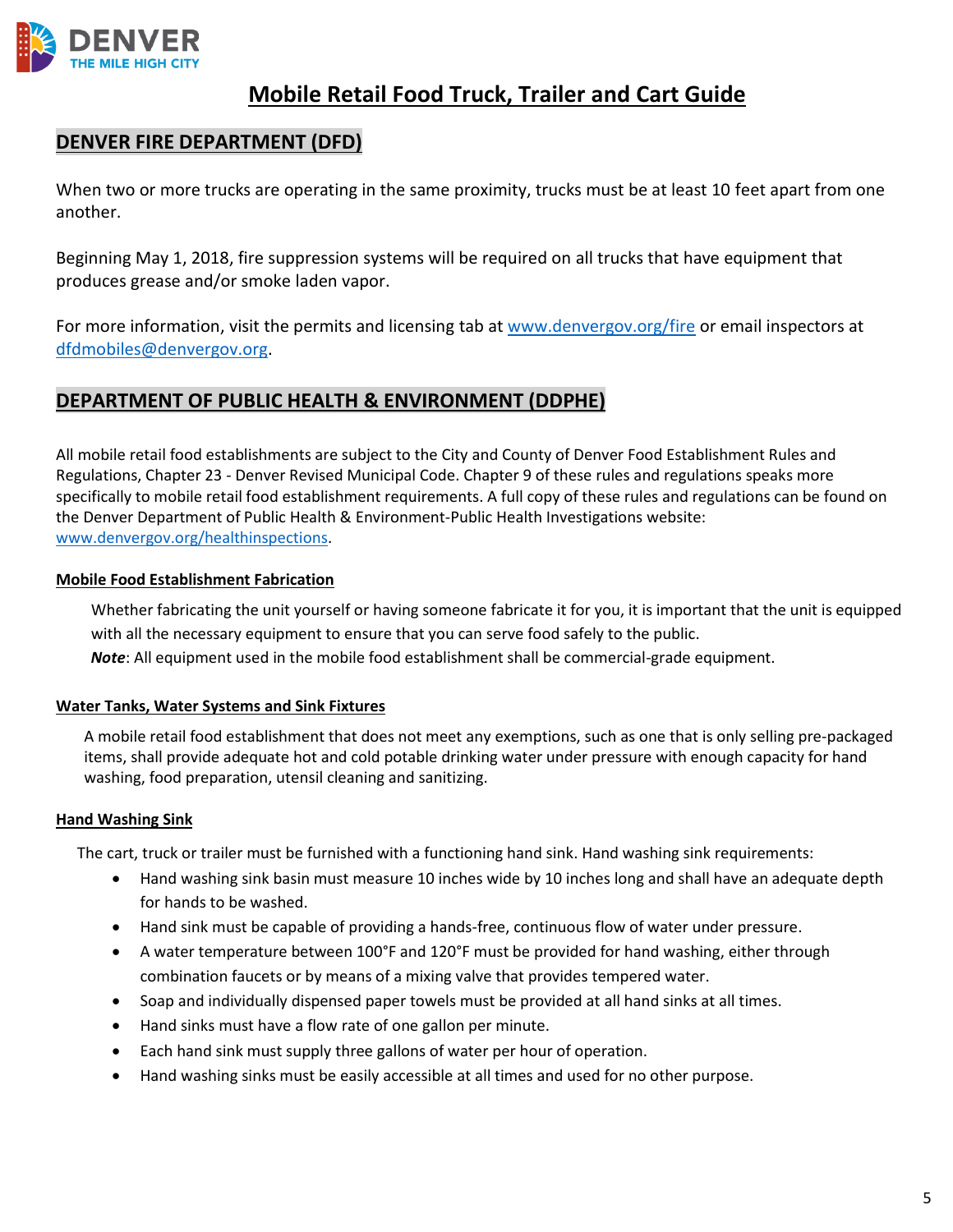# Mobile Retail Food Truck, Trailer and Cart Guide

## DENVER FIRE DEPARTMENT (DFD)

When two or more trucks are operating in the same proximity, trucks must be at least 10 feet apart from one another.

Beginning May 1, 2018, fire suppression systems will be required on all trucks that have equipment that produces grease and/or smoke laden vapor.

For more information, visit the permits and licensing tab at www.denvergov.org/fire or email inspectors at dfdmobiles@denvergov.org.

## DEPARTMENT OF PUBLIC HEALTH & ENVIRONMENT (DDPHE)

All mobile retail food establishments are subject to the City and County of Denver Food Establishment Rules and Regulations, Chapter 23 - Denver Revised Municipal Code. Chapter 9 of these rules and regulations speaks more specifically to mobile retail food establishment requirements. A full copy of these rules and regulations can be found on the Denver Department of Public Health & Environment-Public Health Investigations website: www.denvergov.org/healthinspections.

### Mobile Food Establishment Fabrication

Whether fabricating the unit yourself or having someone fabricate it for you, it is important that the unit is equipped with all the necessary equipment to ensure that you can serve food safely to the public.

***Note***: All equipment used in the mobile food establishment shall be commercial-grade equipment.

### Water Tanks, Water Systems and Sink Fixtures

A mobile retail food establishment that does not meet any exemptions, such as one that is only selling pre-packaged items, shall provide adequate hot and cold potable drinking water under pressure with enough capacity for hand washing, food preparation, utensil cleaning and sanitizing.

### Hand Washing Sink

The cart, truck or trailer must be furnished with a functioning hand sink. Hand washing sink requirements:

- Hand washing sink basin must measure 10 inches wide by 10 inches long and shall have an adequate depth for hands to be washed.
- Hand sink must be capable of providing a hands-free, continuous flow of water under pressure.
- A water temperature between 100°F and 120°F must be provided for hand washing, either through combination faucets or by means of a mixing valve that provides tempered water.
- Soap and individually dispensed paper towels must be provided at all hand sinks at all times.
- Hand sinks must have a flow rate of one gallon per minute.
- Each hand sink must supply three gallons of water per hour of operation.
- Hand washing sinks must be easily accessible at all times and used for no other purpose.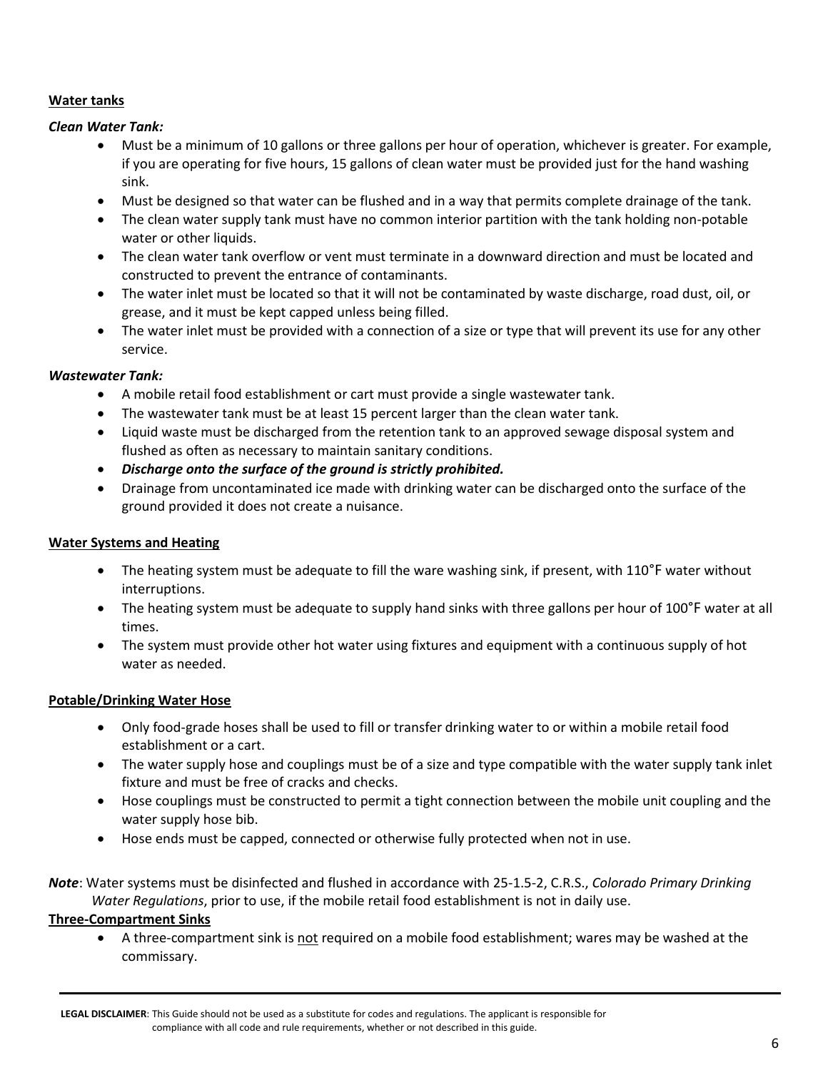**Water tanks**

***Clean Water Tank:***

- Must be a minimum of 10 gallons or three gallons per hour of operation, whichever is greater. For example, if you are operating for five hours, 15 gallons of clean water must be provided just for the hand washing sink.
- Must be designed so that water can be flushed and in a way that permits complete drainage of the tank.
- The clean water supply tank must have no common interior partition with the tank holding non-potable water or other liquids.
- The clean water tank overflow or vent must terminate in a downward direction and must be located and constructed to prevent the entrance of contaminants.
- The water inlet must be located so that it will not be contaminated by waste discharge, road dust, oil, or grease, and it must be kept capped unless being filled.
- The water inlet must be provided with a connection of a size or type that will prevent its use for any other service.

***Wastewater Tank:***

- A mobile retail food establishment or cart must provide a single wastewater tank.
- The wastewater tank must be at least 15 percent larger than the clean water tank.
- Liquid waste must be discharged from the retention tank to an approved sewage disposal system and flushed as often as necessary to maintain sanitary conditions.
- ***Discharge onto the surface of the ground is strictly prohibited.***
- Drainage from uncontaminated ice made with drinking water can be discharged onto the surface of the ground provided it does not create a nuisance.

**Water Systems and Heating**

- The heating system must be adequate to fill the ware washing sink, if present, with 110°F water without interruptions.
- The heating system must be adequate to supply hand sinks with three gallons per hour of 100°F water at all times.
- The system must provide other hot water using fixtures and equipment with a continuous supply of hot water as needed.

**Potable/Drinking Water Hose**

- Only food-grade hoses shall be used to fill or transfer drinking water to or within a mobile retail food establishment or a cart.
- The water supply hose and couplings must be of a size and type compatible with the water supply tank inlet fixture and must be free of cracks and checks.
- Hose couplings must be constructed to permit a tight connection between the mobile unit coupling and the water supply hose bib.
- Hose ends must be capped, connected or otherwise fully protected when not in use.

***Note***: Water systems must be disinfected and flushed in accordance with 25-1.5-2, C.R.S., *Colorado Primary Drinking Water Regulations*, prior to use, if the mobile retail food establishment is not in daily use.

**Three-Compartment Sinks**

- A three-compartment sink is not required on a mobile food establishment; wares may be washed at the commissary.

**LEGAL DISCLAIMER**: This Guide should not be used as a substitute for codes and regulations. The applicant is responsible for compliance with all code and rule requirements, whether or not described in this guide.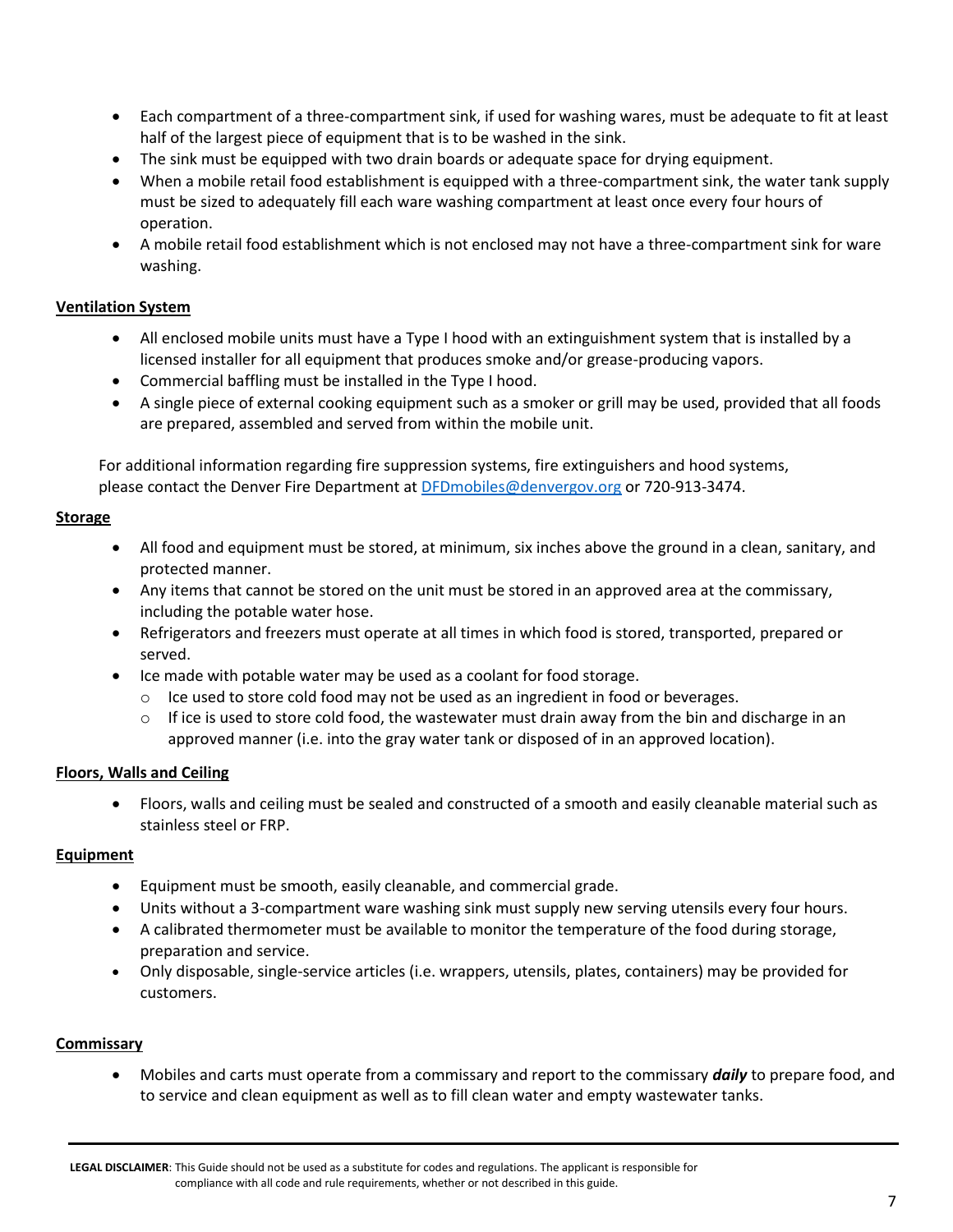- Each compartment of a three-compartment sink, if used for washing wares, must be adequate to fit at least half of the largest piece of equipment that is to be washed in the sink.
- The sink must be equipped with two drain boards or adequate space for drying equipment.
- When a mobile retail food establishment is equipped with a three-compartment sink, the water tank supply must be sized to adequately fill each ware washing compartment at least once every four hours of operation.
- A mobile retail food establishment which is not enclosed may not have a three-compartment sink for ware washing.

**Ventilation System**

- All enclosed mobile units must have a Type I hood with an extinguishment system that is installed by a licensed installer for all equipment that produces smoke and/or grease-producing vapors.
- Commercial baffling must be installed in the Type I hood.
- A single piece of external cooking equipment such as a smoker or grill may be used, provided that all foods are prepared, assembled and served from within the mobile unit.

For additional information regarding fire suppression systems, fire extinguishers and hood systems, please contact the Denver Fire Department at DFDmobiles@denvergov.org or 720-913-3474.

**Storage**

- All food and equipment must be stored, at minimum, six inches above the ground in a clean, sanitary, and protected manner.
- Any items that cannot be stored on the unit must be stored in an approved area at the commissary, including the potable water hose.
- Refrigerators and freezers must operate at all times in which food is stored, transported, prepared or served.
- Ice made with potable water may be used as a coolant for food storage.
  - Ice used to store cold food may not be used as an ingredient in food or beverages.
  - If ice is used to store cold food, the wastewater must drain away from the bin and discharge in an approved manner (i.e. into the gray water tank or disposed of in an approved location).

**Floors, Walls and Ceiling**

- Floors, walls and ceiling must be sealed and constructed of a smooth and easily cleanable material such as stainless steel or FRP.

**Equipment**

- Equipment must be smooth, easily cleanable, and commercial grade.
- Units without a 3-compartment ware washing sink must supply new serving utensils every four hours.
- A calibrated thermometer must be available to monitor the temperature of the food during storage, preparation and service.
- Only disposable, single-service articles (i.e. wrappers, utensils, plates, containers) may be provided for customers.

**Commissary**

- Mobiles and carts must operate from a commissary and report to the commissary ***daily*** to prepare food, and to service and clean equipment as well as to fill clean water and empty wastewater tanks.

**LEGAL DISCLAIMER**: This Guide should not be used as a substitute for codes and regulations. The applicant is responsible for compliance with all code and rule requirements, whether or not described in this guide.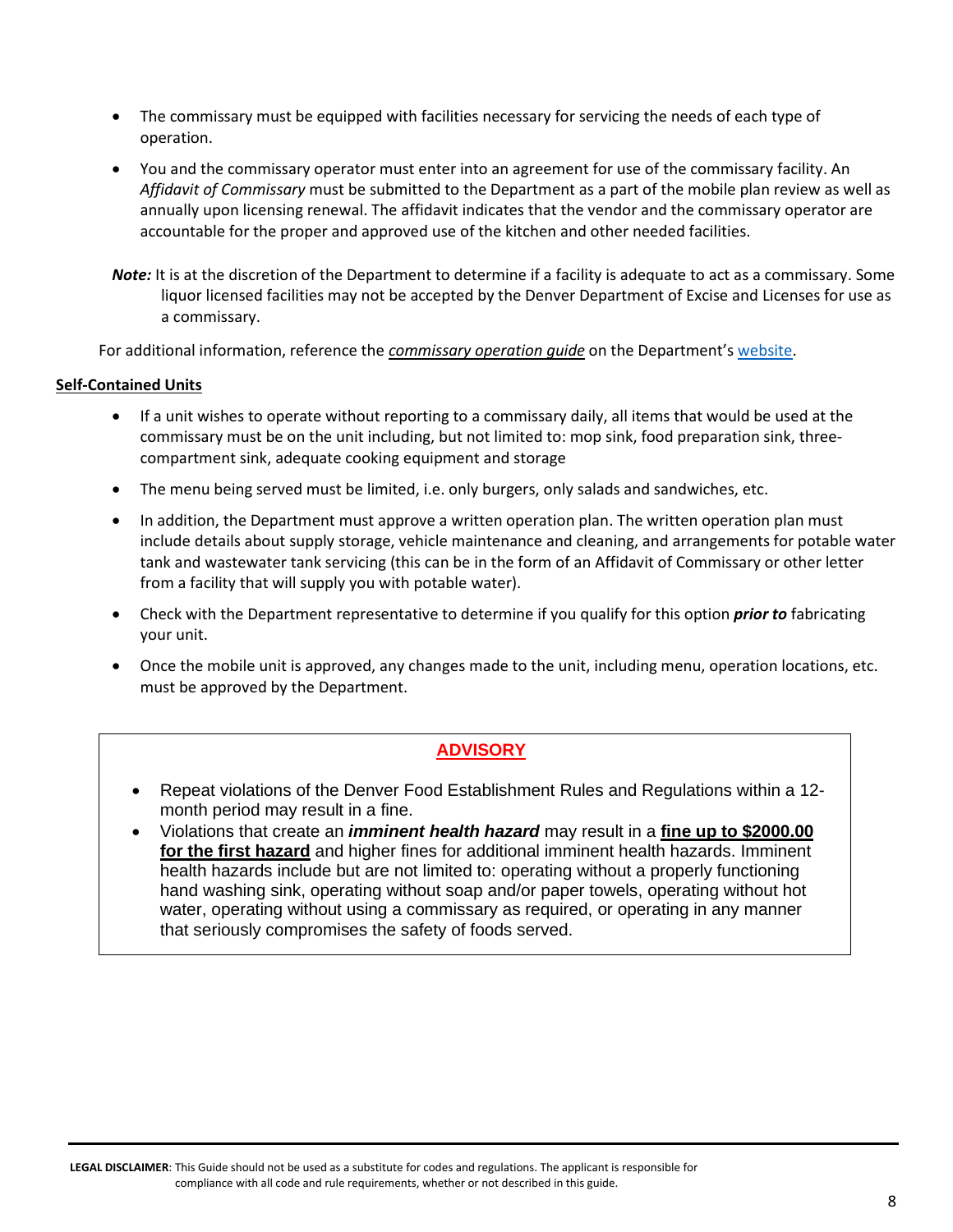- The commissary must be equipped with facilities necessary for servicing the needs of each type of operation.
- You and the commissary operator must enter into an agreement for use of the commissary facility. An *Affidavit of Commissary* must be submitted to the Department as a part of the mobile plan review as well as annually upon licensing renewal. The affidavit indicates that the vendor and the commissary operator are accountable for the proper and approved use of the kitchen and other needed facilities.

***Note:*** It is at the discretion of the Department to determine if a facility is adequate to act as a commissary. Some liquor licensed facilities may not be accepted by the Denver Department of Excise and Licenses for use as a commissary.

For additional information, reference the ***commissary operation guide*** on the Department's website.

**Self-Contained Units**

- If a unit wishes to operate without reporting to a commissary daily, all items that would be used at the commissary must be on the unit including, but not limited to: mop sink, food preparation sink, three-compartment sink, adequate cooking equipment and storage
- The menu being served must be limited, i.e. only burgers, only salads and sandwiches, etc.
- In addition, the Department must approve a written operation plan. The written operation plan must include details about supply storage, vehicle maintenance and cleaning, and arrangements for potable water tank and wastewater tank servicing (this can be in the form of an Affidavit of Commissary or other letter from a facility that will supply you with potable water).
- Check with the Department representative to determine if you qualify for this option ***prior to*** fabricating your unit.
- Once the mobile unit is approved, any changes made to the unit, including menu, operation locations, etc. must be approved by the Department.

**ADVISORY**

- Repeat violations of the Denver Food Establishment Rules and Regulations within a 12-month period may result in a fine.
- Violations that create an ***imminent health hazard*** may result in a **fine up to $2000.00 for the first hazard** and higher fines for additional imminent health hazards. Imminent health hazards include but are not limited to: operating without a properly functioning hand washing sink, operating without soap and/or paper towels, operating without hot water, operating without using a commissary as required, or operating in any manner that seriously compromises the safety of foods served.

**LEGAL DISCLAIMER**: This Guide should not be used as a substitute for codes and regulations. The applicant is responsible for compliance with all code and rule requirements, whether or not described in this guide.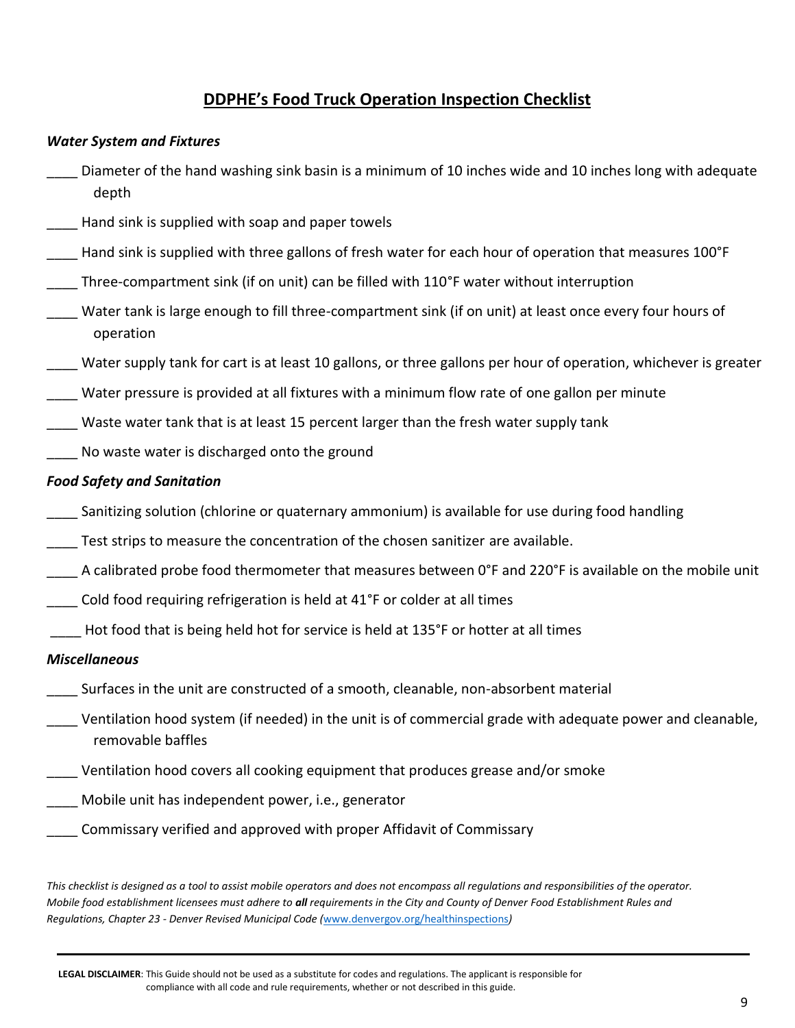## DDPHE's Food Truck Operation Inspection Checklist

***Water System and Fixtures***

____ Diameter of the hand washing sink basin is a minimum of 10 inches wide and 10 inches long with adequate depth

____ Hand sink is supplied with soap and paper towels

____ Hand sink is supplied with three gallons of fresh water for each hour of operation that measures 100°F

____ Three-compartment sink (if on unit) can be filled with 110°F water without interruption

____ Water tank is large enough to fill three-compartment sink (if on unit) at least once every four hours of operation

____ Water supply tank for cart is at least 10 gallons, or three gallons per hour of operation, whichever is greater

____ Water pressure is provided at all fixtures with a minimum flow rate of one gallon per minute

____ Waste water tank that is at least 15 percent larger than the fresh water supply tank

____ No waste water is discharged onto the ground

***Food Safety and Sanitation***

____ Sanitizing solution (chlorine or quaternary ammonium) is available for use during food handling

____ Test strips to measure the concentration of the chosen sanitizer are available.

____ A calibrated probe food thermometer that measures between 0°F and 220°F is available on the mobile unit

____ Cold food requiring refrigeration is held at 41°F or colder at all times

____ Hot food that is being held hot for service is held at 135°F or hotter at all times

***Miscellaneous***

____ Surfaces in the unit are constructed of a smooth, cleanable, non-absorbent material

____ Ventilation hood system (if needed) in the unit is of commercial grade with adequate power and cleanable, removable baffles

____ Ventilation hood covers all cooking equipment that produces grease and/or smoke

____ Mobile unit has independent power, i.e., generator

____ Commissary verified and approved with proper Affidavit of Commissary

*This checklist is designed as a tool to assist mobile operators and does not encompass all regulations and responsibilities of the operator. Mobile food establishment licensees must adhere to **all** requirements in the City and County of Denver Food Establishment Rules and Regulations, Chapter 23 - Denver Revised Municipal Code (www.denvergov.org/healthinspections)*

**LEGAL DISCLAIMER**: This Guide should not be used as a substitute for codes and regulations. The applicant is responsible for compliance with all code and rule requirements, whether or not described in this guide.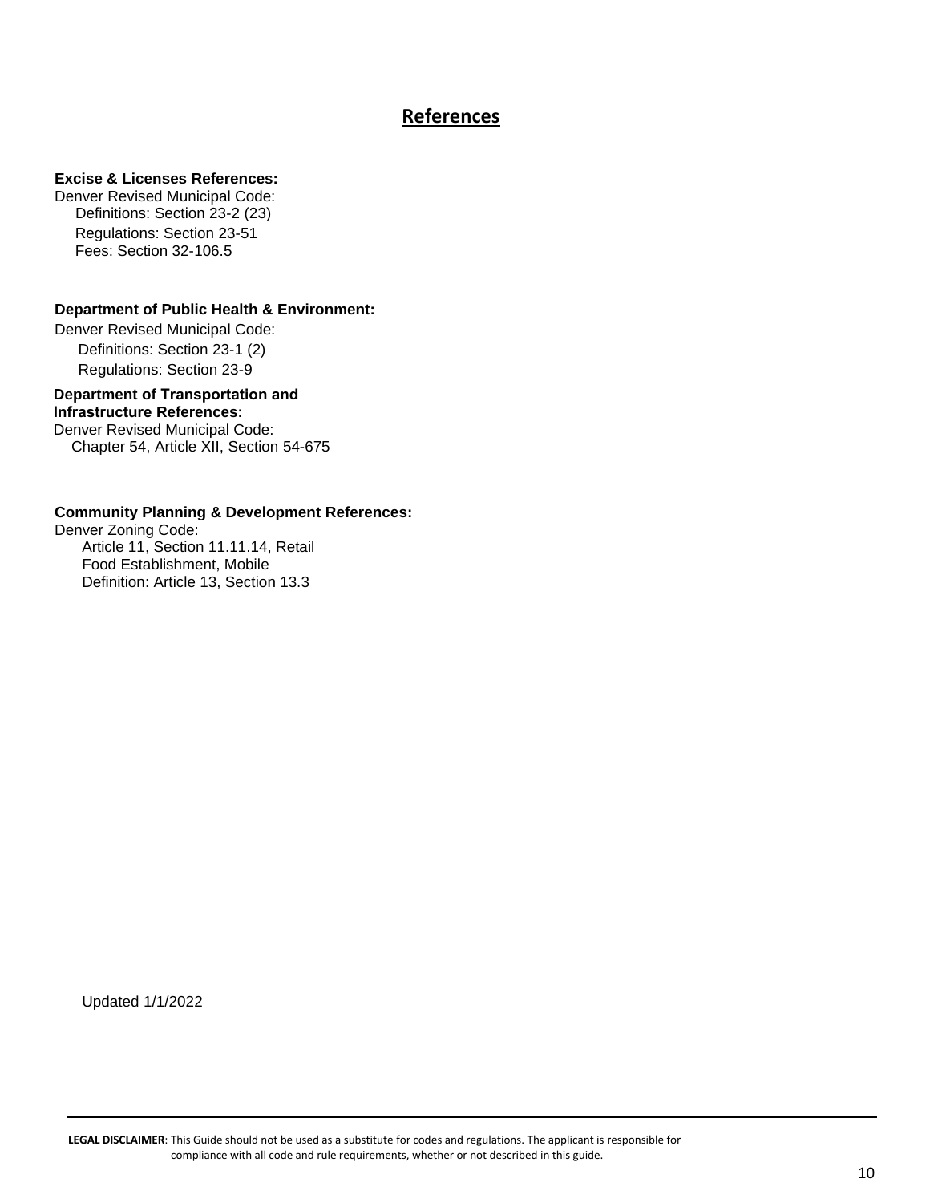# References

**Excise & Licenses References:**

Denver Revised Municipal Code:

- Definitions: Section 23-2 (23)
- Regulations: Section 23-51
- Fees: Section 32-106.5

**Department of Public Health & Environment:**

Denver Revised Municipal Code:

- Definitions: Section 23-1 (2)
- Regulations: Section 23-9

**Department of Transportation and Infrastructure References:**

Denver Revised Municipal Code:

- Chapter 54, Article XII, Section 54-675

**Community Planning & Development References:**

Denver Zoning Code:

- Article 11, Section 11.11.14, Retail Food Establishment, Mobile
- Definition: Article 13, Section 13.3

Updated 1/1/2022

**LEGAL DISCLAIMER**: This Guide should not be used as a substitute for codes and regulations. The applicant is responsible for compliance with all code and rule requirements, whether or not described in this guide.